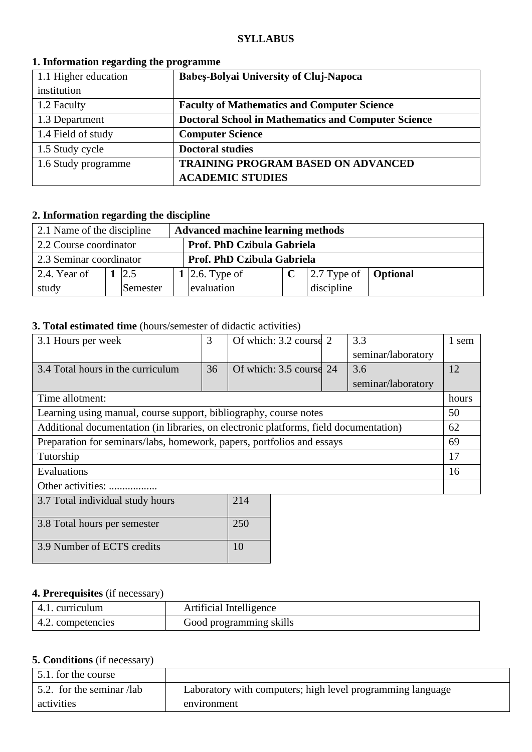**SYLLABUS**

## 1. Information regarding the programme

| | |
|---|---|
| 1.1 Higher education institution | **Babeş-Bolyai University of Cluj-Napoca** |
| 1.2 Faculty | **Faculty of Mathematics and Computer Science** |
| 1.3 Department | **Doctoral School in Mathematics and Computer Science** |
| 1.4 Field of study | **Computer Science** |
| 1.5 Study cycle | **Doctoral studies** |
| 1.6 Study programme | **TRAINING PROGRAM BASED ON ADVANCED ACADEMIC STUDIES** |

## 2. Information regarding the discipline

| | | | | | | | |
|---|---|---|---|---|---|---|---|
| 2.1 Name of the discipline | **Advanced machine learning methods** | | | | | | |
| 2.2 Course coordinator | **Prof. PhD Czibula Gabriela** | | | | | | |
| 2.3 Seminar coordinator | **Prof. PhD Czibula Gabriela** | | | | | | |
| 2.4. Year of study | **1** | 2.5 Semester | **1** | 2.6. Type of evaluation | **C** | 2.7 Type of discipline | **Optional** |

## 3. Total estimated time (hours/semester of didactic activities)

| | | | | | |
|---|---|---|---|---|---|
| 3.1 Hours per week | 3 | Of which: 3.2 course | 2 | 3.3 seminar/laboratory | 1 sem |
| 3.4 Total hours in the curriculum | 36 | Of which: 3.5 course | 24 | 3.6 seminar/laboratory | 12 |

| Time allotment: | hours |
|---|---|
| Learning using manual, course support, bibliography, course notes | 50 |
| Additional documentation (in libraries, on electronic platforms, field documentation) | 62 |
| Preparation for seminars/labs, homework, papers, portfolios and essays | 69 |
| Tutorship | 17 |
| Evaluations | 16 |
| Other activities: .................. | |

| | |
|---|---|
| 3.7 Total individual study hours | 214 |
| 3.8 Total hours per semester | 250 |
| 3.9 Number of ECTS credits | 10 |

## 4. Prerequisites (if necessary)

| | |
|---|---|
| 4.1. curriculum | Artificial Intelligence |
| 4.2. competencies | Good programming skills |

## 5. Conditions (if necessary)

| | |
|---|---|
| 5.1. for the course | |
| 5.2. for the seminar /lab activities | Laboratory with computers; high level programming language environment |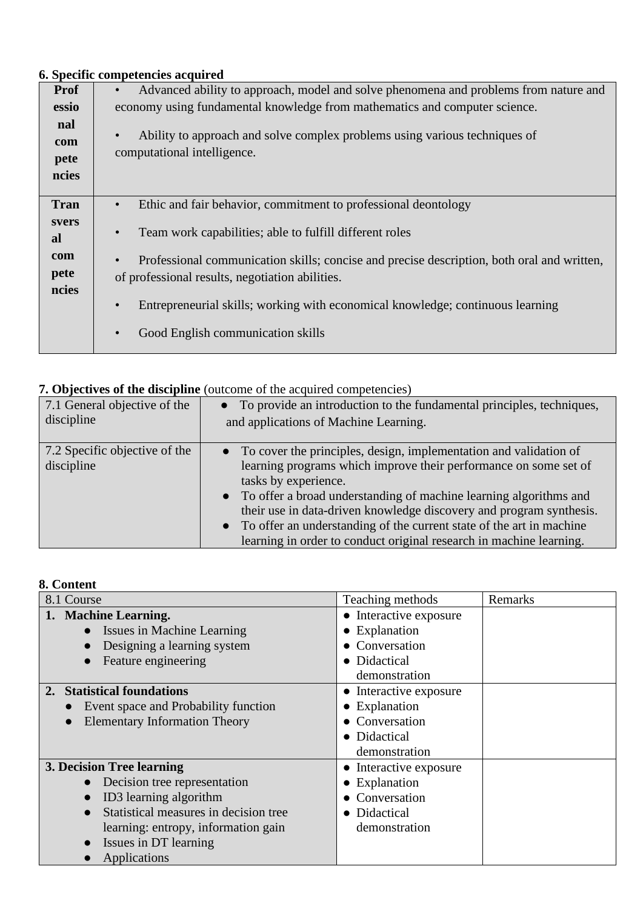**6. Specific competencies acquired**

| | |
|---|---|
| **Professional competencies** | • Advanced ability to approach, model and solve phenomena and problems from nature and economy using fundamental knowledge from mathematics and computer science.<br>• Ability to approach and solve complex problems using various techniques of computational intelligence. |
| **Transversal competencies** | • Ethic and fair behavior, commitment to professional deontology<br>• Team work capabilities; able to fulfill different roles<br>• Professional communication skills; concise and precise description, both oral and written, of professional results, negotiation abilities.<br>• Entrepreneurial skills; working with economical knowledge; continuous learning<br>• Good English communication skills |

**7. Objectives of the discipline** (outcome of the acquired competencies)

| | |
|---|---|
| 7.1 General objective of the discipline | ● To provide an introduction to the fundamental principles, techniques, and applications of Machine Learning. |
| 7.2 Specific objective of the discipline | ● To cover the principles, design, implementation and validation of learning programs which improve their performance on some set of tasks by experience.<br>● To offer a broad understanding of machine learning algorithms and their use in data-driven knowledge discovery and program synthesis.<br>● To offer an understanding of the current state of the art in machine learning in order to conduct original research in machine learning. |

**8. Content**

| 8.1 Course | Teaching methods | Remarks |
|---|---|---|
| **1. Machine Learning.**<br>● Issues in Machine Learning<br>● Designing a learning system<br>● Feature engineering | ● Interactive exposure<br>● Explanation<br>● Conversation<br>● Didactical demonstration | |
| **2. Statistical foundations**<br>● Event space and Probability function<br>● Elementary Information Theory | ● Interactive exposure<br>● Explanation<br>● Conversation<br>● Didactical demonstration | |
| **3. Decision Tree learning**<br>● Decision tree representation<br>● ID3 learning algorithm<br>● Statistical measures in decision tree learning: entropy, information gain<br>● Issues in DT learning<br>● Applications | ● Interactive exposure<br>● Explanation<br>● Conversation<br>● Didactical demonstration | |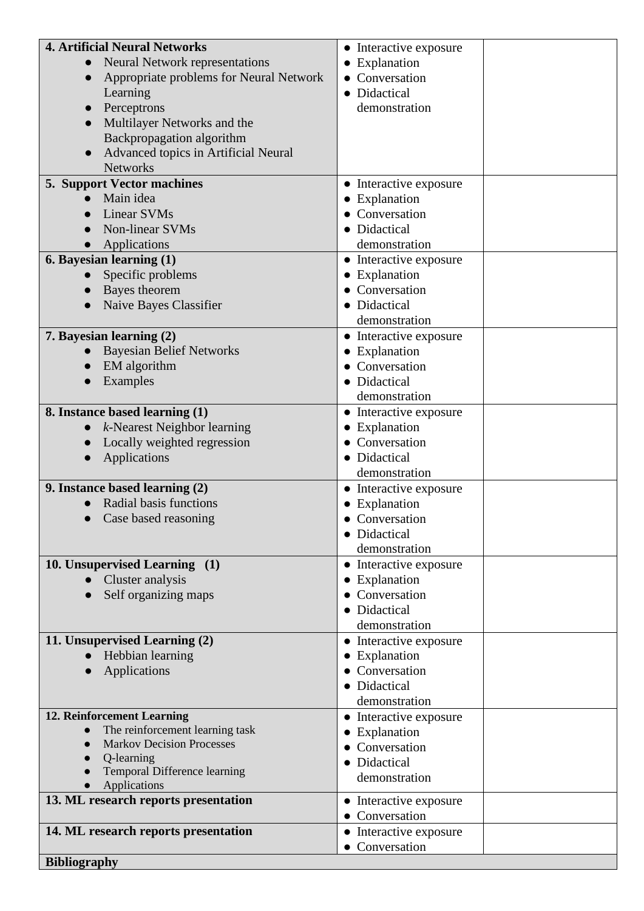| | | |
|---|---|---|
| **4. Artificial Neural Networks**<br>• Neural Network representations<br>• Appropriate problems for Neural Network Learning<br>• Perceptrons<br>• Multilayer Networks and the Backpropagation algorithm<br>• Advanced topics in Artificial Neural Networks | • Interactive exposure<br>• Explanation<br>• Conversation<br>• Didactical demonstration | |
| **5. Support Vector machines**<br>• Main idea<br>• Linear SVMs<br>• Non-linear SVMs<br>• Applications | • Interactive exposure<br>• Explanation<br>• Conversation<br>• Didactical demonstration | |
| **6. Bayesian learning (1)**<br>• Specific problems<br>• Bayes theorem<br>• Naive Bayes Classifier | • Interactive exposure<br>• Explanation<br>• Conversation<br>• Didactical demonstration | |
| **7. Bayesian learning (2)**<br>• Bayesian Belief Networks<br>• EM algorithm<br>• Examples | • Interactive exposure<br>• Explanation<br>• Conversation<br>• Didactical demonstration | |
| **8. Instance based learning (1)**<br>• *k*-Nearest Neighbor learning<br>• Locally weighted regression<br>• Applications | • Interactive exposure<br>• Explanation<br>• Conversation<br>• Didactical demonstration | |
| **9. Instance based learning (2)**<br>• Radial basis functions<br>• Case based reasoning | • Interactive exposure<br>• Explanation<br>• Conversation<br>• Didactical demonstration | |
| **10. Unsupervised Learning (1)**<br>• Cluster analysis<br>• Self organizing maps | • Interactive exposure<br>• Explanation<br>• Conversation<br>• Didactical demonstration | |
| **11. Unsupervised Learning (2)**<br>• Hebbian learning<br>• Applications | • Interactive exposure<br>• Explanation<br>• Conversation<br>• Didactical demonstration | |
| **12. Reinforcement Learning**<br>• The reinforcement learning task<br>• Markov Decision Processes<br>• Q-learning<br>• Temporal Difference learning<br>• Applications | • Interactive exposure<br>• Explanation<br>• Conversation<br>• Didactical demonstration | |
| **13. ML research reports presentation** | • Interactive exposure<br>• Conversation | |
| **14. ML research reports presentation** | • Interactive exposure<br>• Conversation | |
| **Bibliography** | | |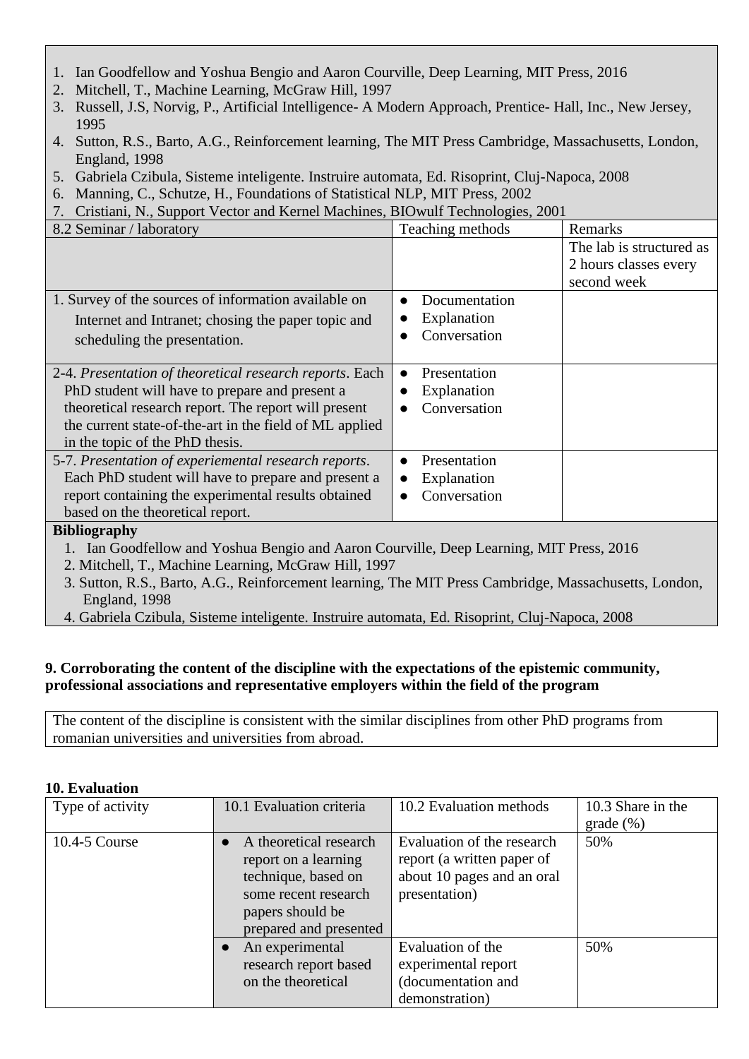1. Ian Goodfellow and Yoshua Bengio and Aaron Courville, Deep Learning, MIT Press, 2016
2. Mitchell, T., Machine Learning, McGraw Hill, 1997
3. Russell, J.S, Norvig, P., Artificial Intelligence- A Modern Approach, Prentice- Hall, Inc., New Jersey, 1995
4. Sutton, R.S., Barto, A.G., Reinforcement learning, The MIT Press Cambridge, Massachusetts, London, England, 1998
5. Gabriela Czibula, Sisteme inteligente. Instruire automata, Ed. Risoprint, Cluj-Napoca, 2008
6. Manning, C., Schutze, H., Foundations of Statistical NLP, MIT Press, 2002
7. Cristiani, N., Support Vector and Kernel Machines, BIOwulf Technologies, 2001

| 8.2 Seminar / laboratory | Teaching methods | Remarks |
|---|---|---|
| | | The lab is structured as 2 hours classes every second week |
| 1. Survey of the sources of information available on Internet and Intranet; chosing the paper topic and scheduling the presentation. | • Documentation<br>• Explanation<br>• Conversation | |
| 2-4. *Presentation of theoretical research reports*. Each PhD student will have to prepare and present a theoretical research report. The report will present the current state-of-the-art in the field of ML applied in the topic of the PhD thesis. | • Presentation<br>• Explanation<br>• Conversation | |
| 5-7. *Presentation of experiemental research reports*. Each PhD student will have to prepare and present a report containing the experimental results obtained based on the theoretical report. | • Presentation<br>• Explanation<br>• Conversation | |

**Bibliography**

1. Ian Goodfellow and Yoshua Bengio and Aaron Courville, Deep Learning, MIT Press, 2016
2. Mitchell, T., Machine Learning, McGraw Hill, 1997
3. Sutton, R.S., Barto, A.G., Reinforcement learning, The MIT Press Cambridge, Massachusetts, London, England, 1998
4. Gabriela Czibula, Sisteme inteligente. Instruire automata, Ed. Risoprint, Cluj-Napoca, 2008

**9. Corroborating the content of the discipline with the expectations of the epistemic community, professional associations and representative employers within the field of the program**

The content of the discipline is consistent with the similar disciplines from other PhD programs from romanian universities and universities from abroad.

**10. Evaluation**

| Type of activity | 10.1 Evaluation criteria | 10.2 Evaluation methods | 10.3 Share in the grade (%) |
|---|---|---|---|
| 10.4-5 Course | • A theoretical research report on a learning technique, based on some recent research papers should be prepared and presented | Evaluation of the research report (a written paper of about 10 pages and an oral presentation) | 50% |
| | • An experimental research report based on the theoretical | Evaluation of the experimental report (documentation and demonstration) | 50% |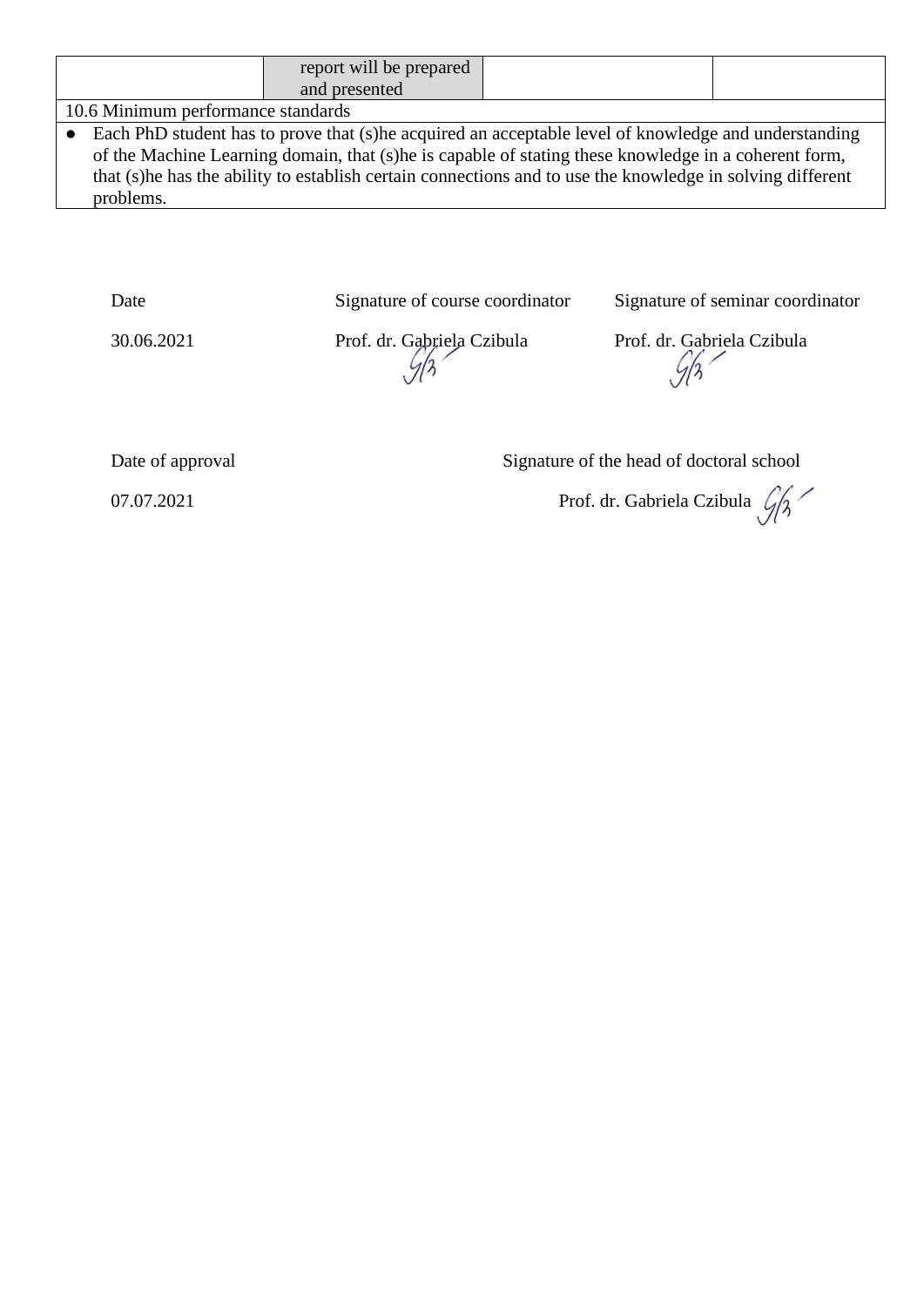| | | | |
|---|---|---|---|
| | report will be prepared and presented | | |

| 10.6 Minimum performance standards |
|---|
| • Each PhD student has to prove that (s)he acquired an acceptable level of knowledge and understanding of the Machine Learning domain, that (s)he is capable of stating these knowledge in a coherent form, that (s)he has the ability to establish certain connections and to use the knowledge in solving different problems. |

| Date | Signature of course coordinator | Signature of seminar coordinator |
|---|---|---|
| 30.06.2021 | Prof. dr. Gabriela Czibula | Prof. dr. Gabriela Czibula |

| Date of approval | Signature of the head of doctoral school |
|---|---|
| 07.07.2021 | Prof. dr. Gabriela Czibula |